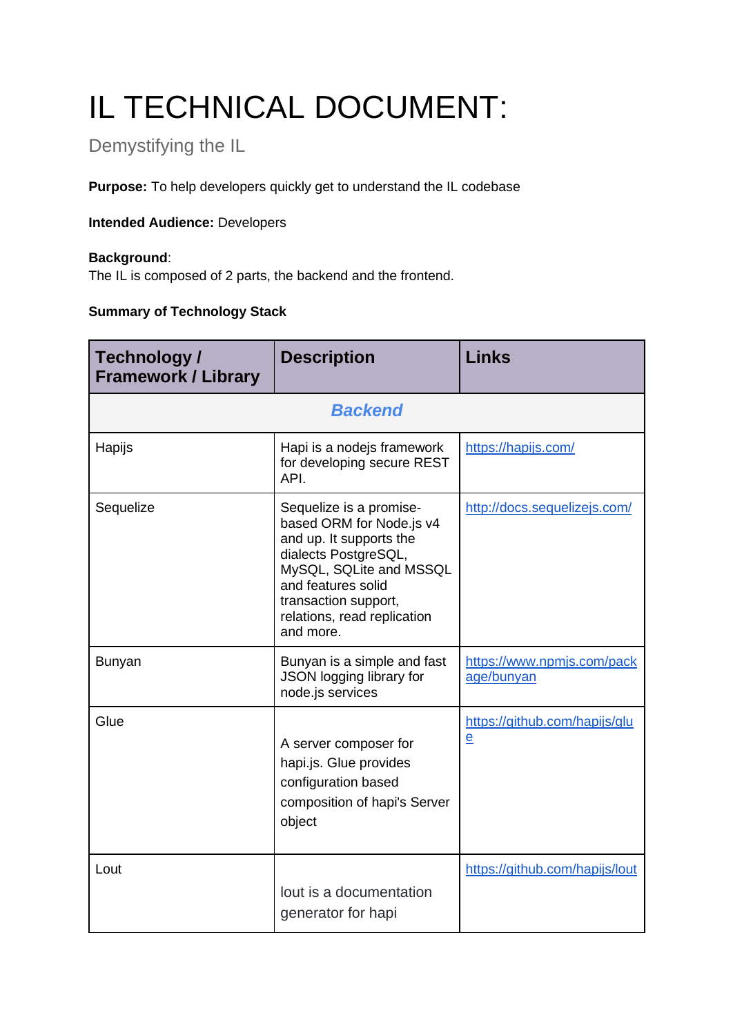# IL TECHNICAL DOCUMENT:

Demystifying the IL

**Purpose:** To help developers quickly get to understand the IL codebase

**Intended Audience:** Developers

**Background**:
The IL is composed of 2 parts, the backend and the frontend.

**Summary of Technology Stack**

| Technology / Framework / Library | Description | Links |
|---|---|---|
| ***Backend*** | | |
| Hapijs | Hapi is a nodejs framework for developing secure REST API. | https://hapijs.com/ |
| Sequelize | Sequelize is a promise-based ORM for Node.js v4 and up. It supports the dialects PostgreSQL, MySQL, SQLite and MSSQL and features solid transaction support, relations, read replication and more. | http://docs.sequelizejs.com/ |
| Bunyan | Bunyan is a simple and fast JSON logging library for node.js services | https://www.npmjs.com/package/bunyan |
| Glue | A server composer for hapi.js. Glue provides configuration based composition of hapi's Server object | https://github.com/hapijs/glue |
| Lout | lout is a documentation generator for hapi | https://github.com/hapijs/lout |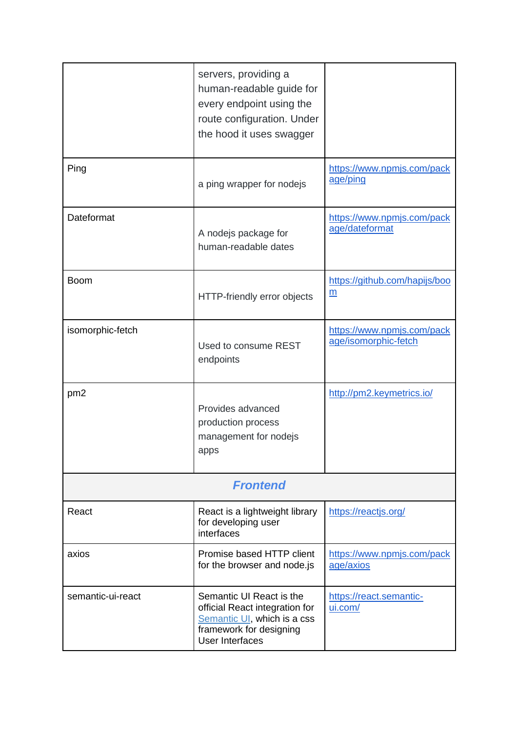| | | |
|---|---|---|
| | servers, providing a human-readable guide for every endpoint using the route configuration. Under the hood it uses swagger | |
| Ping | a ping wrapper for nodejs | https://www.npmjs.com/package/ping |
| Dateformat | A nodejs package for human-readable dates | https://www.npmjs.com/package/dateformat |
| Boom | HTTP-friendly error objects | https://github.com/hapijs/boom |
| isomorphic-fetch | Used to consume REST endpoints | https://www.npmjs.com/package/isomorphic-fetch |
| pm2 | Provides advanced production process management for nodejs apps | http://pm2.keymetrics.io/ |
| ***Frontend*** | | |
| React | React is a lightweight library for developing user interfaces | https://reactjs.org/ |
| axios | Promise based HTTP client for the browser and node.js | https://www.npmjs.com/package/axios |
| semantic-ui-react | Semantic UI React is the official React integration for Semantic UI, which is a css framework for designing User Interfaces | https://react.semantic-ui.com/ |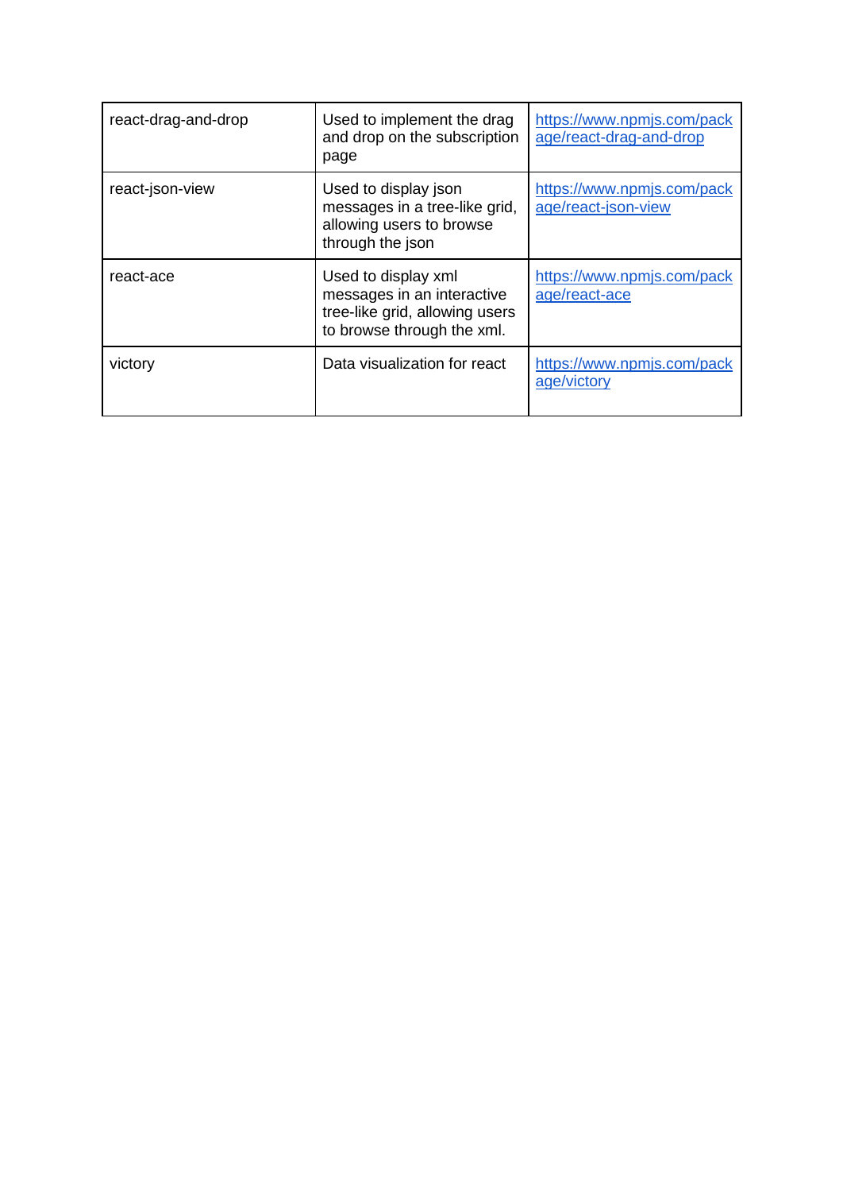| react-drag-and-drop | Used to implement the drag and drop on the subscription page | https://www.npmjs.com/package/react-drag-and-drop |
| --- | --- | --- |
| react-json-view | Used to display json messages in a tree-like grid, allowing users to browse through the json | https://www.npmjs.com/package/react-json-view |
| react-ace | Used to display xml messages in an interactive tree-like grid, allowing users to browse through the xml. | https://www.npmjs.com/package/react-ace |
| victory | Data visualization for react | https://www.npmjs.com/package/victory |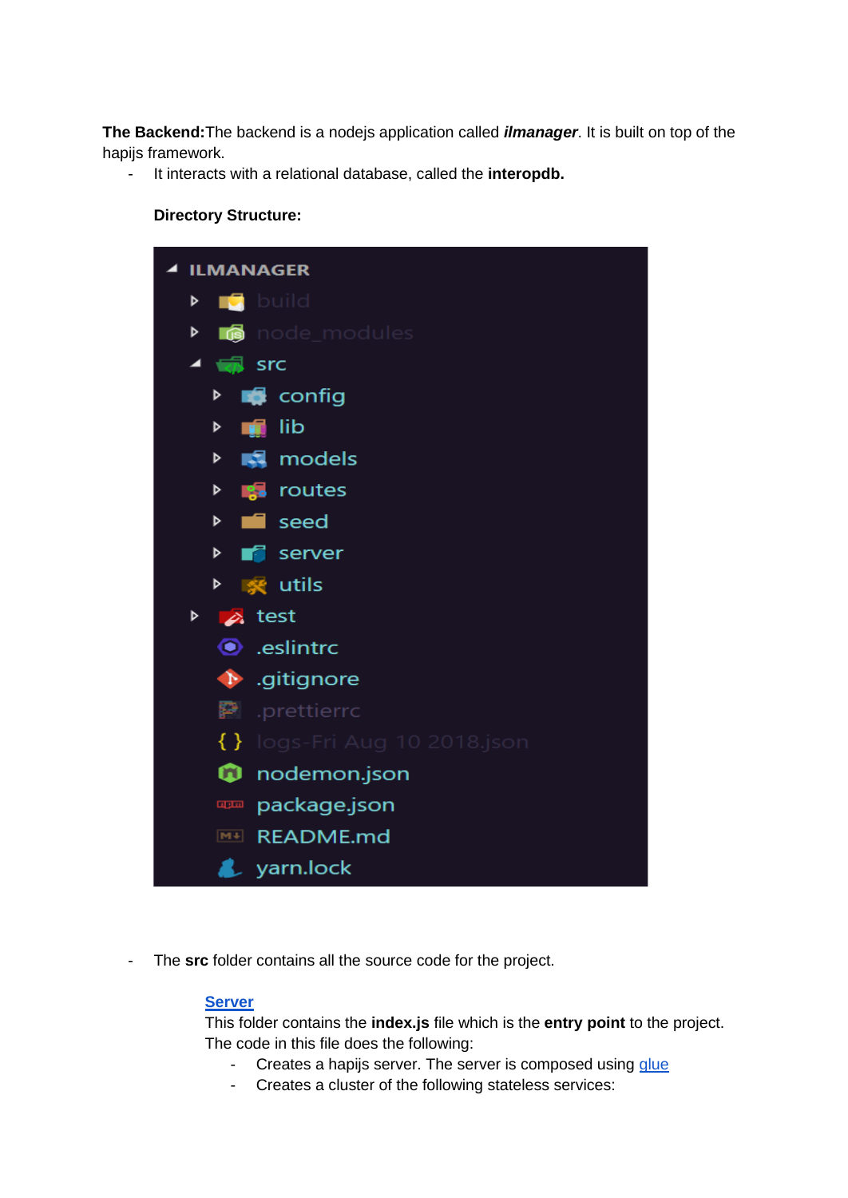**The Backend:** The backend is a nodejs application called ***ilmanager***. It is built on top of the hapijs framework.

- It interacts with a relational database, called the **interopdb.**

**Directory Structure:**

```
ILMANAGER
  build
  node_modules
  src
    config
    lib
    models
    routes
    seed
    server
    utils
  test
  .eslintrc
  .gitignore
  .prettierrc
  logs-Fri Aug 10 2018.json
  nodemon.json
  package.json
  README.md
  yarn.lock
```

- The **src** folder contains all the source code for the project.

**Server**
This folder contains the **index.js** file which is the **entry point** to the project. The code in this file does the following:

- Creates a hapijs server. The server is composed using glue
- Creates a cluster of the following stateless services: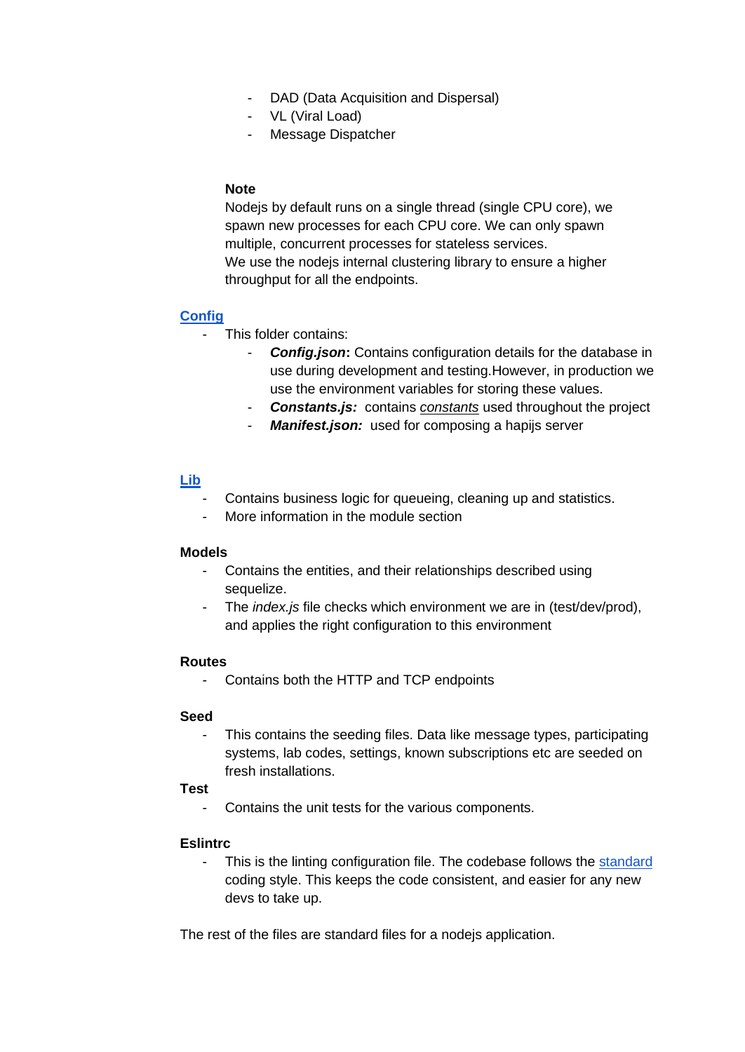- DAD (Data Acquisition and Dispersal)
- VL (Viral Load)
- Message Dispatcher

**Note**

Nodejs by default runs on a single thread (single CPU core), we spawn new processes for each CPU core. We can only spawn multiple, concurrent processes for stateless services.
We use the nodejs internal clustering library to ensure a higher throughput for all the endpoints.

**Config**

- This folder contains:
    - ***Config.json*****:** Contains configuration details for the database in use during development and testing.However, in production we use the environment variables for storing these values.
    - ***Constants.js:*** contains *constants* used throughout the project
    - ***Manifest.json:*** used for composing a hapijs server

**Lib**

- Contains business logic for queueing, cleaning up and statistics.
- More information in the module section

**Models**

- Contains the entities, and their relationships described using sequelize.
- The *index.js* file checks which environment we are in (test/dev/prod), and applies the right configuration to this environment

**Routes**

- Contains both the HTTP and TCP endpoints

**Seed**

- This contains the seeding files. Data like message types, participating systems, lab codes, settings, known subscriptions etc are seeded on fresh installations.

**Test**

- Contains the unit tests for the various components.

**Eslintrc**

- This is the linting configuration file. The codebase follows the standard coding style. This keeps the code consistent, and easier for any new devs to take up.

The rest of the files are standard files for a nodejs application.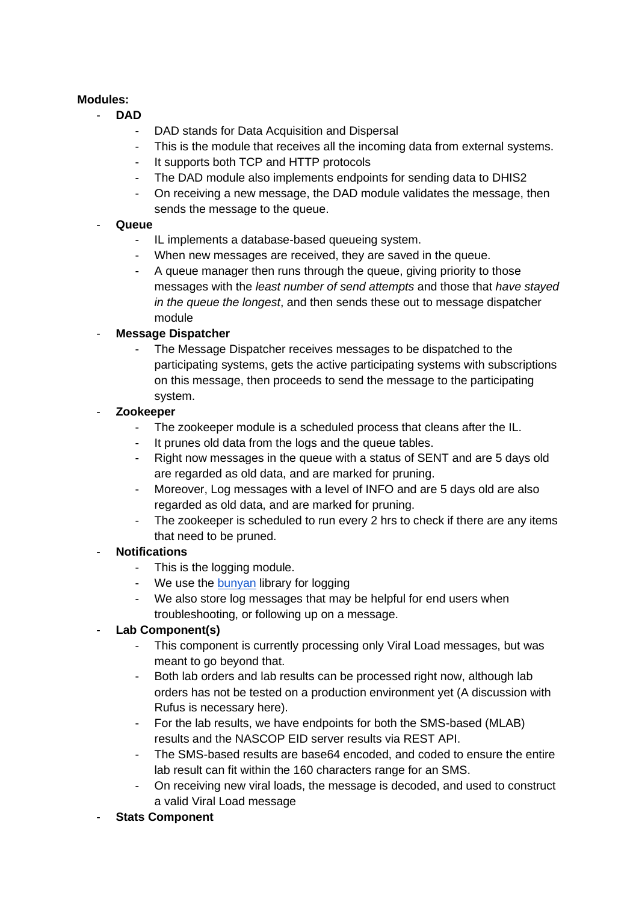**Modules:**

- **DAD**
    - DAD stands for Data Acquisition and Dispersal
    - This is the module that receives all the incoming data from external systems.
    - It supports both TCP and HTTP protocols
    - The DAD module also implements endpoints for sending data to DHIS2
    - On receiving a new message, the DAD module validates the message, then sends the message to the queue.
- **Queue**
    - IL implements a database-based queueing system.
    - When new messages are received, they are saved in the queue.
    - A queue manager then runs through the queue, giving priority to those messages with the *least number of send attempts* and those that *have stayed in the queue the longest*, and then sends these out to message dispatcher module
- **Message Dispatcher**
    - The Message Dispatcher receives messages to be dispatched to the participating systems, gets the active participating systems with subscriptions on this message, then proceeds to send the message to the participating system.
- **Zookeeper**
    - The zookeeper module is a scheduled process that cleans after the IL.
    - It prunes old data from the logs and the queue tables.
    - Right now messages in the queue with a status of SENT and are 5 days old are regarded as old data, and are marked for pruning.
    - Moreover, Log messages with a level of INFO and are 5 days old are also regarded as old data, and are marked for pruning.
    - The zookeeper is scheduled to run every 2 hrs to check if there are any items that need to be pruned.
- **Notifications**
    - This is the logging module.
    - We use the [bunyan](bunyan) library for logging
    - We also store log messages that may be helpful for end users when troubleshooting, or following up on a message.
- **Lab Component(s)**
    - This component is currently processing only Viral Load messages, but was meant to go beyond that.
    - Both lab orders and lab results can be processed right now, although lab orders has not be tested on a production environment yet (A discussion with Rufus is necessary here).
    - For the lab results, we have endpoints for both the SMS-based (MLAB) results and the NASCOP EID server results via REST API.
    - The SMS-based results are base64 encoded, and coded to ensure the entire lab result can fit within the 160 characters range for an SMS.
    - On receiving new viral loads, the message is decoded, and used to construct a valid Viral Load message
- **Stats Component**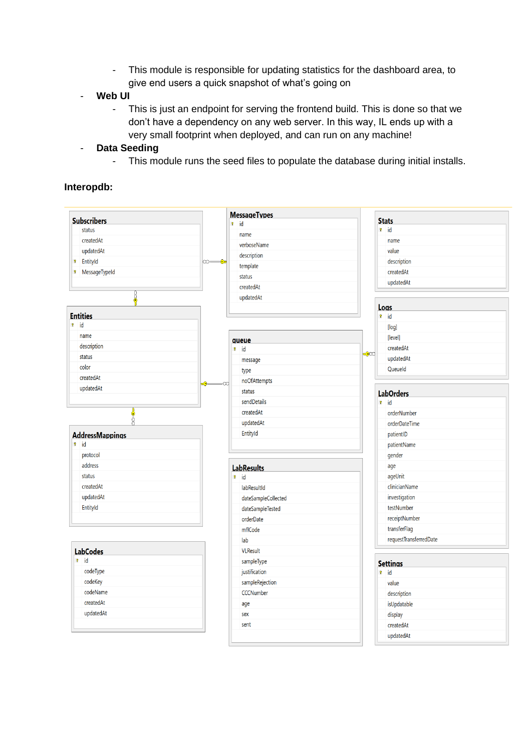- This module is responsible for updating statistics for the dashboard area, to give end users a quick snapshot of what's going on
- **Web UI**
    - This is just an endpoint for serving the frontend build. This is done so that we don't have a dependency on any web server. In this way, IL ends up with a very small footprint when deployed, and can run on any machine!
- **Data Seeding**
    - This module runs the seed files to populate the database during initial installs.

**Interopdb:**

**Subscribers**
- status
- createdAt
- updatedAt
- EntityId
- MessageTypeId

**MessageTypes**
- id
- name
- verboseName
- description
- template
- status
- createdAt
- updatedAt

**Stats**
- id
- name
- value
- description
- createdAt
- updatedAt

**Entities**
- id
- name
- description
- status
- color
- createdAt
- updatedAt

**queue**
- id
- message
- type
- noOfAttempts
- status
- sendDetails
- createdAt
- updatedAt
- EntityId

**Logs**
- id
- [log]
- [level]
- createdAt
- updatedAt
- QueueId

**LabOrders**
- id
- orderNumber
- orderDateTime
- patientID
- patientName
- gender
- age
- ageUnit
- clinicianName
- investigation
- testNumber
- receiptNumber
- transferFlag
- requestTransferredDate

**AddressMappings**
- id
- protocol
- address
- status
- createdAt
- updatedAt
- EntityId

**LabResults**
- id
- labResultId
- dateSampleCollected
- dateSampleTested
- orderDate
- mflCode
- lab
- VLResult
- sampleType
- justification
- sampleRejection
- CCCNumber
- age
- sex
- sent

**LabCodes**
- id
- codeType
- codeKey
- codeName
- createdAt
- updatedAt

**Settings**
- id
- value
- description
- isUpdatable
- display
- createdAt
- updatedAt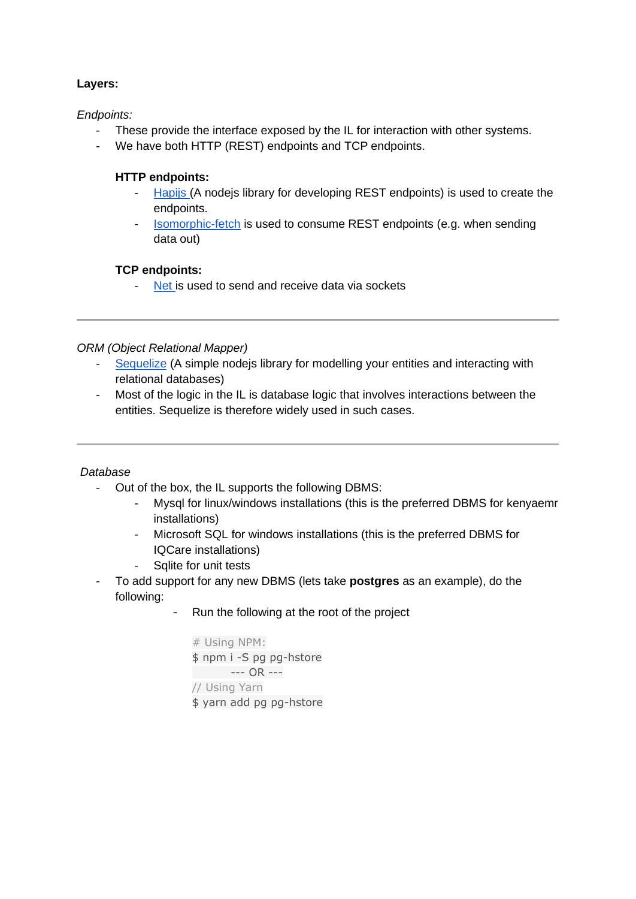**Layers:**

*Endpoints:*

- These provide the interface exposed by the IL for interaction with other systems.
- We have both HTTP (REST) endpoints and TCP endpoints.

  **HTTP endpoints:**

  - Hapijs (A nodejs library for developing REST endpoints) is used to create the endpoints.
  - Isomorphic-fetch is used to consume REST endpoints (e.g. when sending data out)

  **TCP endpoints:**

  - Net is used to send and receive data via sockets

---

*ORM (Object Relational Mapper)*

- Sequelize (A simple nodejs library for modelling your entities and interacting with relational databases)
- Most of the logic in the IL is database logic that involves interactions between the entities. Sequelize is therefore widely used in such cases.

---

*Database*

- Out of the box, the IL supports the following DBMS:
  - Mysql for linux/windows installations (this is the preferred DBMS for kenyaemr installations)
  - Microsoft SQL for windows installations (this is the preferred DBMS for IQCare installations)
  - Sqlite for unit tests
- To add support for any new DBMS (lets take **postgres** as an example), do the following:
  - Run the following at the root of the project

```
# Using NPM:
$ npm i -S pg pg-hstore
    --- OR ---
// Using Yarn
$ yarn add pg pg-hstore
```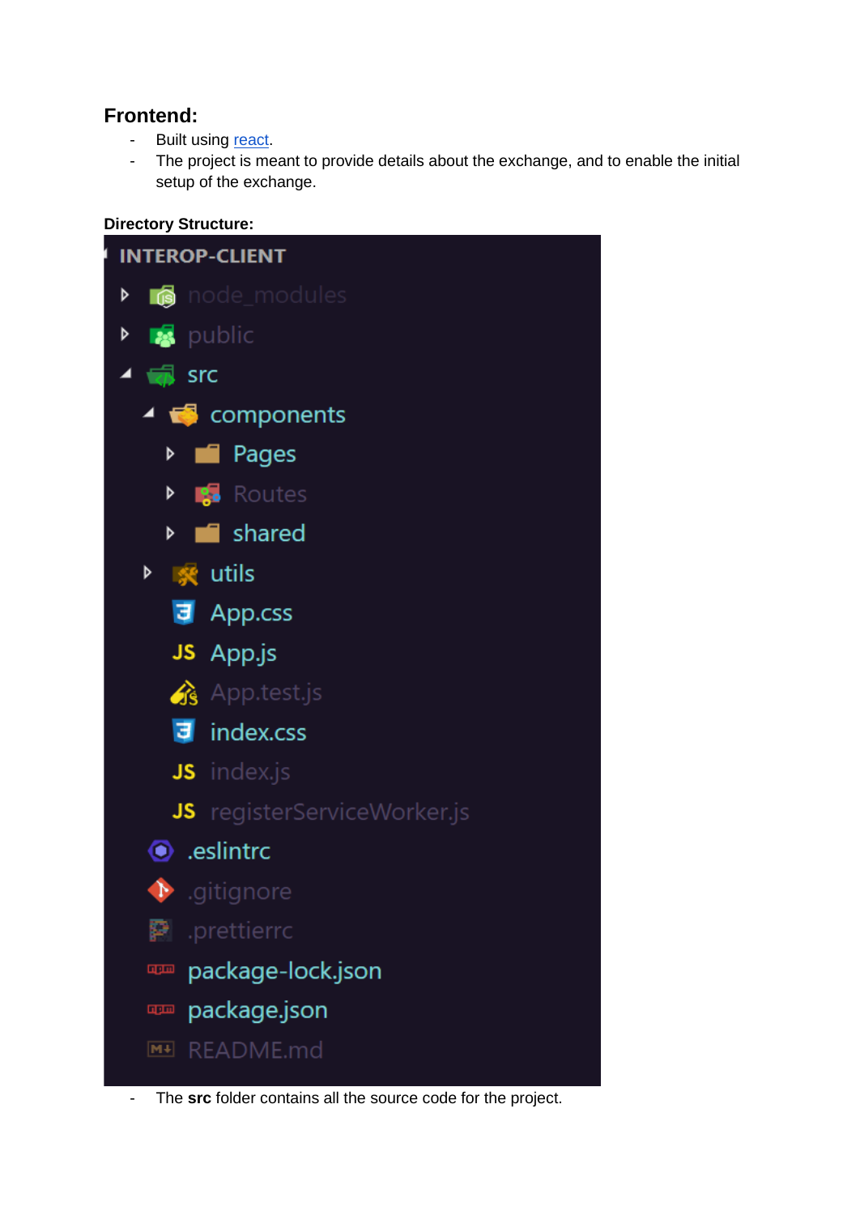## Frontend:

- Built using react.
- The project is meant to provide details about the exchange, and to enable the initial setup of the exchange.

**Directory Structure:**

```
INTEROP-CLIENT
├── node_modules
├── public
├── src
│   ├── components
│   │   ├── Pages
│   │   ├── Routes
│   │   └── shared
│   ├── utils
│   ├── App.css
│   ├── App.js
│   ├── App.test.js
│   ├── index.css
│   ├── index.js
│   └── registerServiceWorker.js
├── .eslintrc
├── .gitignore
├── .prettierrc
├── package-lock.json
├── package.json
└── README.md
```

- The **src** folder contains all the source code for the project.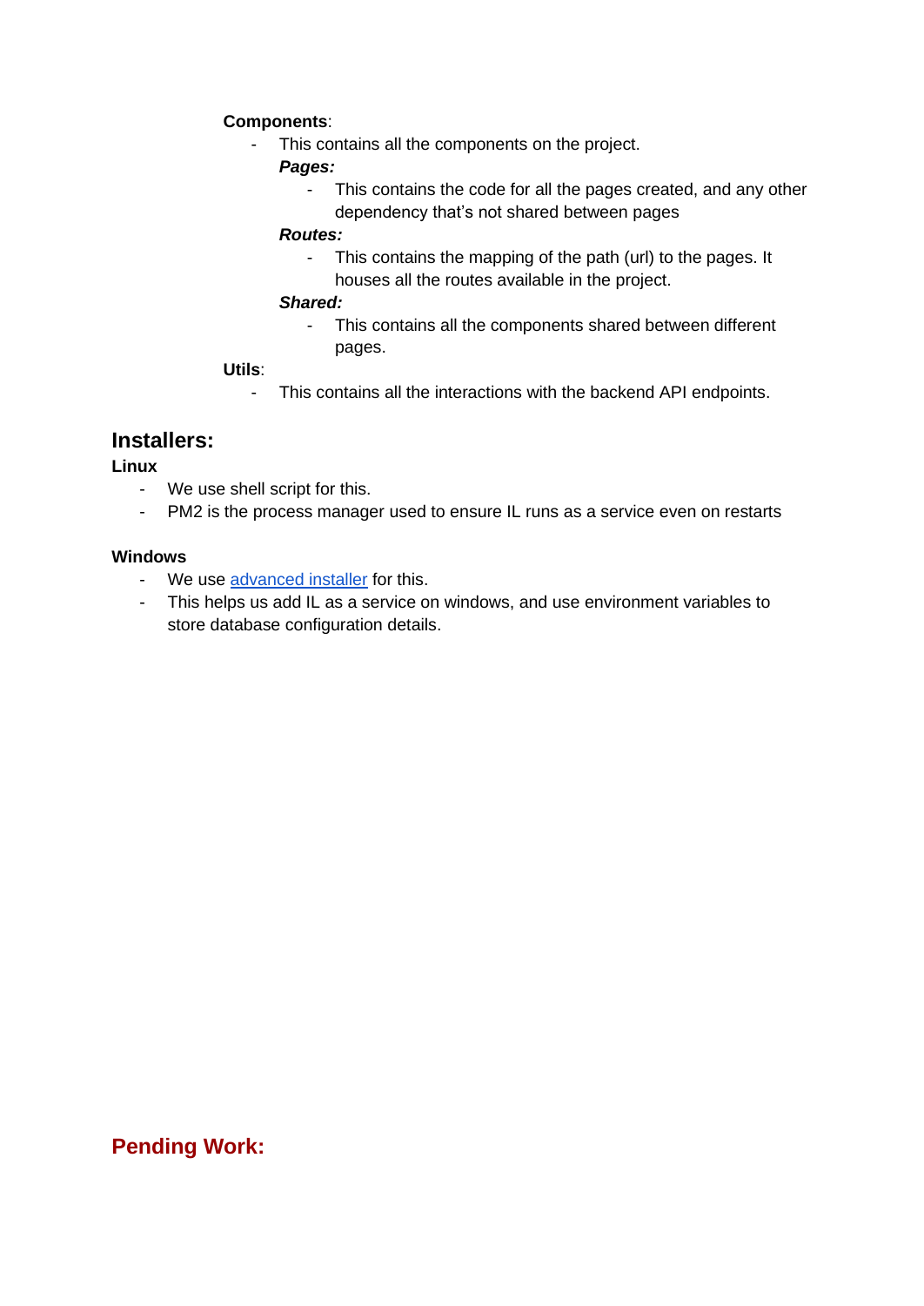**Components**:

- This contains all the components on the project.

    ***Pages:***

    - This contains the code for all the pages created, and any other dependency that's not shared between pages

    ***Routes:***

    - This contains the mapping of the path (url) to the pages. It houses all the routes available in the project.

    ***Shared:***

    - This contains all the components shared between different pages.

**Utils**:

- This contains all the interactions with the backend API endpoints.

## Installers:

**Linux**

- We use shell script for this.
- PM2 is the process manager used to ensure IL runs as a service even on restarts

**Windows**

- We use [advanced installer]() for this.
- This helps us add IL as a service on windows, and use environment variables to store database configuration details.

## Pending Work: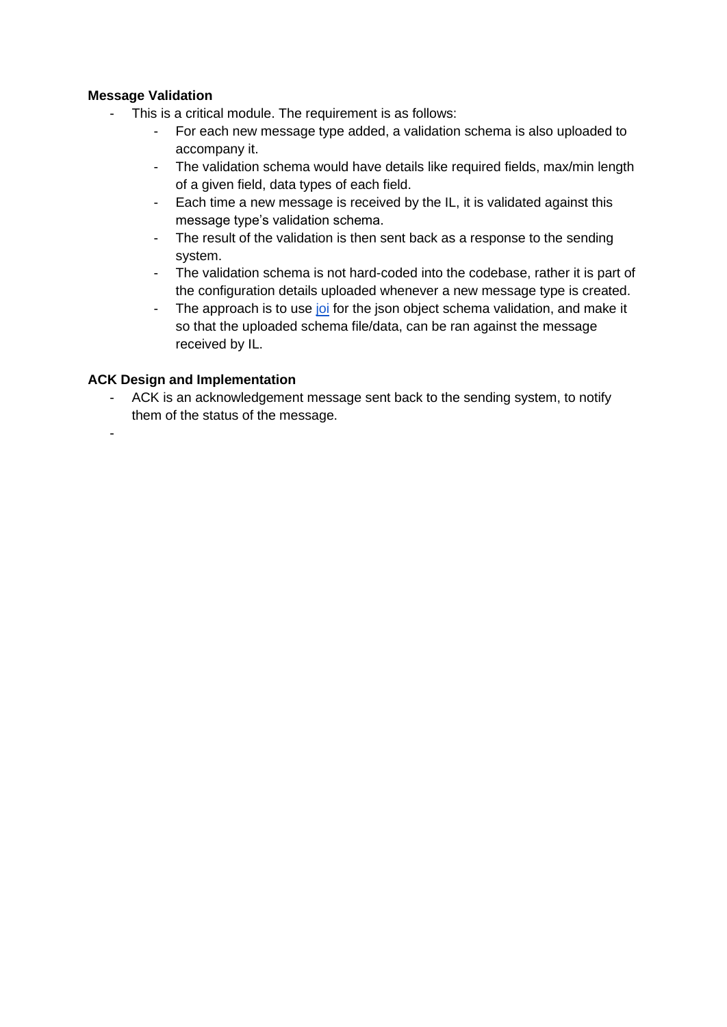**Message Validation**

- This is a critical module. The requirement is as follows:
    - For each new message type added, a validation schema is also uploaded to accompany it.
    - The validation schema would have details like required fields, max/min length of a given field, data types of each field.
    - Each time a new message is received by the IL, it is validated against this message type's validation schema.
    - The result of the validation is then sent back as a response to the sending system.
    - The validation schema is not hard-coded into the codebase, rather it is part of the configuration details uploaded whenever a new message type is created.
    - The approach is to use joi for the json object schema validation, and make it so that the uploaded schema file/data, can be ran against the message received by IL.

**ACK Design and Implementation**

- ACK is an acknowledgement message sent back to the sending system, to notify them of the status of the message.
-